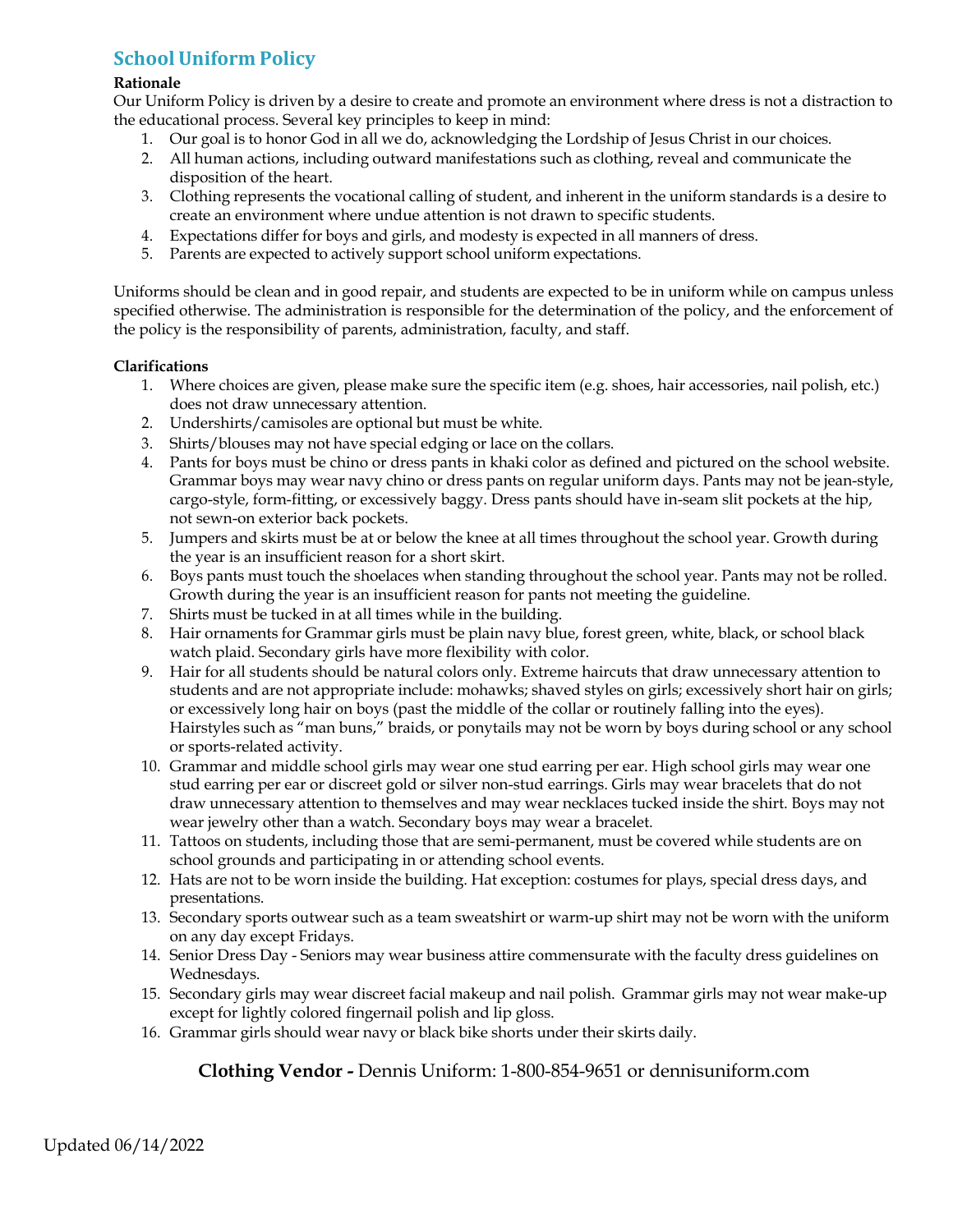## School Uniform Policy

**Rationale**

Our Uniform Policy is driven by a desire to create and promote an environment where dress is not a distraction to the educational process. Several key principles to keep in mind:

1. Our goal is to honor God in all we do, acknowledging the Lordship of Jesus Christ in our choices.
2. All human actions, including outward manifestations such as clothing, reveal and communicate the disposition of the heart.
3. Clothing represents the vocational calling of student, and inherent in the uniform standards is a desire to create an environment where undue attention is not drawn to specific students.
4. Expectations differ for boys and girls, and modesty is expected in all manners of dress.
5. Parents are expected to actively support school uniform expectations.

Uniforms should be clean and in good repair, and students are expected to be in uniform while on campus unless specified otherwise. The administration is responsible for the determination of the policy, and the enforcement of the policy is the responsibility of parents, administration, faculty, and staff.

**Clarifications**

1. Where choices are given, please make sure the specific item (e.g. shoes, hair accessories, nail polish, etc.) does not draw unnecessary attention.
2. Undershirts/camisoles are optional but must be white.
3. Shirts/blouses may not have special edging or lace on the collars.
4. Pants for boys must be chino or dress pants in khaki color as defined and pictured on the school website. Grammar boys may wear navy chino or dress pants on regular uniform days. Pants may not be jean-style, cargo-style, form-fitting, or excessively baggy. Dress pants should have in-seam slit pockets at the hip, not sewn-on exterior back pockets.
5. Jumpers and skirts must be at or below the knee at all times throughout the school year. Growth during the year is an insufficient reason for a short skirt.
6. Boys pants must touch the shoelaces when standing throughout the school year. Pants may not be rolled. Growth during the year is an insufficient reason for pants not meeting the guideline.
7. Shirts must be tucked in at all times while in the building.
8. Hair ornaments for Grammar girls must be plain navy blue, forest green, white, black, or school black watch plaid. Secondary girls have more flexibility with color.
9. Hair for all students should be natural colors only. Extreme haircuts that draw unnecessary attention to students and are not appropriate include: mohawks; shaved styles on girls; excessively short hair on girls; or excessively long hair on boys (past the middle of the collar or routinely falling into the eyes). Hairstyles such as "man buns," braids, or ponytails may not be worn by boys during school or any school or sports-related activity.
10. Grammar and middle school girls may wear one stud earring per ear. High school girls may wear one stud earring per ear or discreet gold or silver non-stud earrings. Girls may wear bracelets that do not draw unnecessary attention to themselves and may wear necklaces tucked inside the shirt. Boys may not wear jewelry other than a watch. Secondary boys may wear a bracelet.
11. Tattoos on students, including those that are semi-permanent, must be covered while students are on school grounds and participating in or attending school events.
12. Hats are not to be worn inside the building. Hat exception: costumes for plays, special dress days, and presentations.
13. Secondary sports outwear such as a team sweatshirt or warm-up shirt may not be worn with the uniform on any day except Fridays.
14. Senior Dress Day - Seniors may wear business attire commensurate with the faculty dress guidelines on Wednesdays.
15. Secondary girls may wear discreet facial makeup and nail polish. Grammar girls may not wear make-up except for lightly colored fingernail polish and lip gloss.
16. Grammar girls should wear navy or black bike shorts under their skirts daily.

**Clothing Vendor -** Dennis Uniform: 1-800-854-9651 or dennisuniform.com

Updated 06/14/2022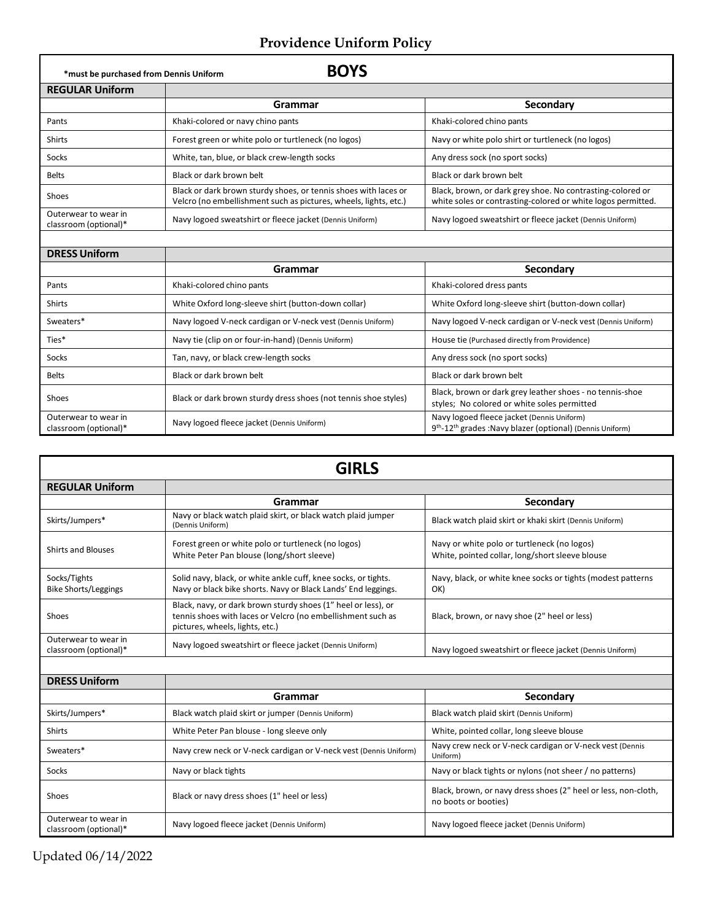# Providence Uniform Policy

## BOYS

*must be purchased from Dennis Uniform

| REGULAR Uniform | | |
|---|---|---|
| | **Grammar** | **Secondary** |
| Pants | Khaki-colored or navy chino pants | Khaki-colored chino pants |
| Shirts | Forest green or white polo or turtleneck (no logos) | Navy or white polo shirt or turtleneck (no logos) |
| Socks | White, tan, blue, or black crew-length socks | Any dress sock (no sport socks) |
| Belts | Black or dark brown belt | Black or dark brown belt |
| Shoes | Black or dark brown sturdy shoes, or tennis shoes with laces or Velcro (no embellishment such as pictures, wheels, lights, etc.) | Black, brown, or dark grey shoe. No contrasting-colored or white soles or contrasting-colored or white logos permitted. |
| Outerwear to wear in classroom (optional)* | Navy logoed sweatshirt or fleece jacket (Dennis Uniform) | Navy logoed sweatshirt or fleece jacket (Dennis Uniform) |

| DRESS Uniform | | |
|---|---|---|
| | **Grammar** | **Secondary** |
| Pants | Khaki-colored chino pants | Khaki-colored dress pants |
| Shirts | White Oxford long-sleeve shirt (button-down collar) | White Oxford long-sleeve shirt (button-down collar) |
| Sweaters* | Navy logoed V-neck cardigan or V-neck vest (Dennis Uniform) | Navy logoed V-neck cardigan or V-neck vest (Dennis Uniform) |
| Ties* | Navy tie (clip on or four-in-hand) (Dennis Uniform) | House tie (Purchased directly from Providence) |
| Socks | Tan, navy, or black crew-length socks | Any dress sock (no sport socks) |
| Belts | Black or dark brown belt | Black or dark brown belt |
| Shoes | Black or dark brown sturdy dress shoes (not tennis shoe styles) | Black, brown or dark grey leather shoes - no tennis-shoe styles; No colored or white soles permitted |
| Outerwear to wear in classroom (optional)* | Navy logoed fleece jacket (Dennis Uniform) | Navy logoed fleece jacket (Dennis Uniform) 9th-12th grades :Navy blazer (optional) (Dennis Uniform) |

## GIRLS

| REGULAR Uniform | | |
|---|---|---|
| | **Grammar** | **Secondary** |
| Skirts/Jumpers* | Navy or black watch plaid skirt, or black watch plaid jumper (Dennis Uniform) | Black watch plaid skirt or khaki skirt (Dennis Uniform) |
| Shirts and Blouses | Forest green or white polo or turtleneck (no logos) White Peter Pan blouse (long/short sleeve) | Navy or white polo or turtleneck (no logos) White, pointed collar, long/short sleeve blouse |
| Socks/Tights Bike Shorts/Leggings | Solid navy, black, or white ankle cuff, knee socks, or tights. Navy or black bike shorts. Navy or Black Lands' End leggings. | Navy, black, or white knee socks or tights (modest patterns OK) |
| Shoes | Black, navy, or dark brown sturdy shoes (1" heel or less), or tennis shoes with laces or Velcro (no embellishment such as pictures, wheels, lights, etc.) | Black, brown, or navy shoe (2" heel or less) |
| Outerwear to wear in classroom (optional)* | Navy logoed sweatshirt or fleece jacket (Dennis Uniform) | Navy logoed sweatshirt or fleece jacket (Dennis Uniform) |

| DRESS Uniform | | |
|---|---|---|
| | **Grammar** | **Secondary** |
| Skirts/Jumpers* | Black watch plaid skirt or jumper (Dennis Uniform) | Black watch plaid skirt (Dennis Uniform) |
| Shirts | White Peter Pan blouse - long sleeve only | White, pointed collar, long sleeve blouse |
| Sweaters* | Navy crew neck or V-neck cardigan or V-neck vest (Dennis Uniform) | Navy crew neck or V-neck cardigan or V-neck vest (Dennis Uniform) |
| Socks | Navy or black tights | Navy or black tights or nylons (not sheer / no patterns) |
| Shoes | Black or navy dress shoes (1" heel or less) | Black, brown, or navy dress shoes (2" heel or less, non-cloth, no boots or booties) |
| Outerwear to wear in classroom (optional)* | Navy logoed fleece jacket (Dennis Uniform) | Navy logoed fleece jacket (Dennis Uniform) |

Updated 06/14/2022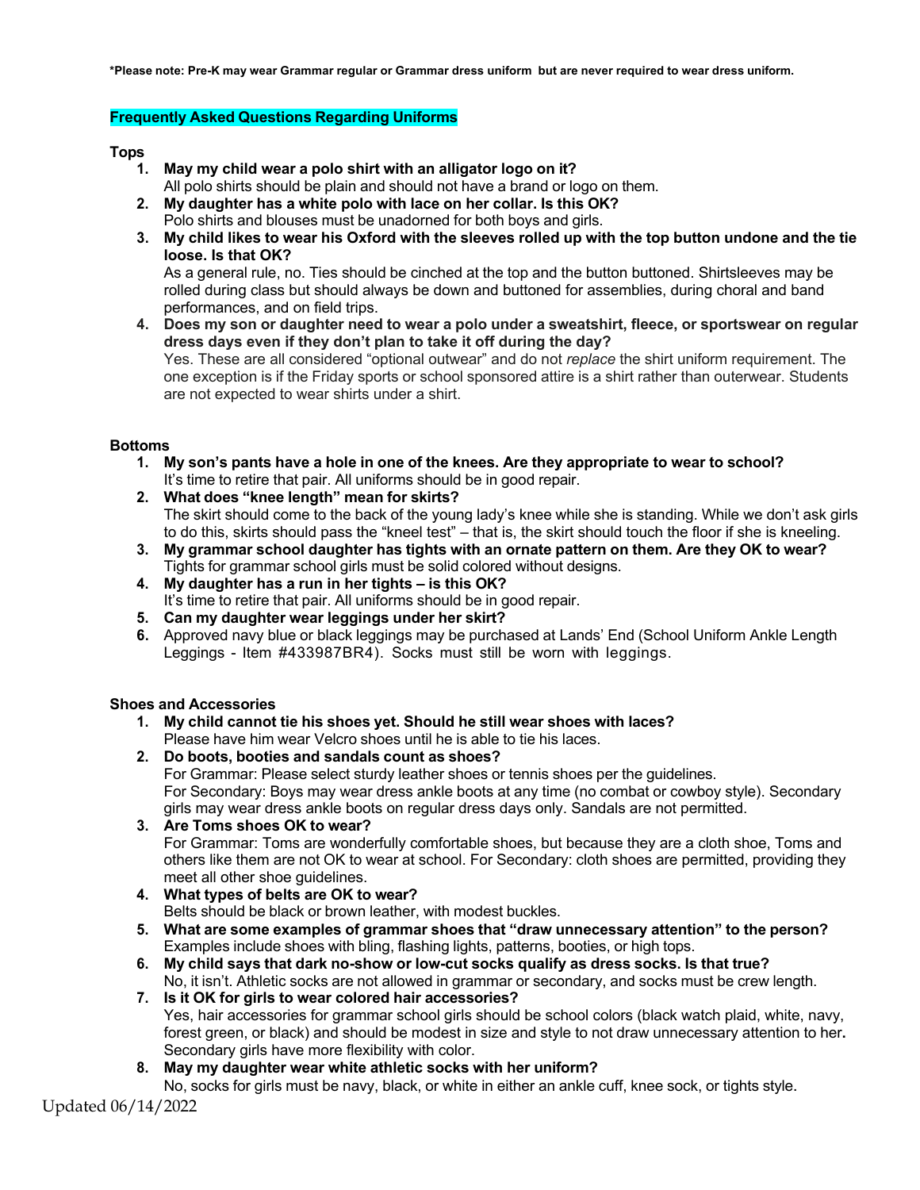***Please note: Pre-K may wear Grammar regular or Grammar dress uniform but are never required to wear dress uniform.**

## Frequently Asked Questions Regarding Uniforms

### Tops

1. **May my child wear a polo shirt with an alligator logo on it?**
   All polo shirts should be plain and should not have a brand or logo on them.
2. **My daughter has a white polo with lace on her collar. Is this OK?**
   Polo shirts and blouses must be unadorned for both boys and girls.
3. **My child likes to wear his Oxford with the sleeves rolled up with the top button undone and the tie loose. Is that OK?**
   As a general rule, no. Ties should be cinched at the top and the button buttoned. Shirtsleeves may be rolled during class but should always be down and buttoned for assemblies, during choral and band performances, and on field trips.
4. **Does my son or daughter need to wear a polo under a sweatshirt, fleece, or sportswear on regular dress days even if they don't plan to take it off during the day?**
   Yes. These are all considered "optional outwear" and do not *replace* the shirt uniform requirement. The one exception is if the Friday sports or school sponsored attire is a shirt rather than outerwear. Students are not expected to wear shirts under a shirt.

### Bottoms

1. **My son's pants have a hole in one of the knees. Are they appropriate to wear to school?**
   It's time to retire that pair. All uniforms should be in good repair.
2. **What does "knee length" mean for skirts?**
   The skirt should come to the back of the young lady's knee while she is standing. While we don't ask girls to do this, skirts should pass the "kneel test" – that is, the skirt should touch the floor if she is kneeling.
3. **My grammar school daughter has tights with an ornate pattern on them. Are they OK to wear?**
   Tights for grammar school girls must be solid colored without designs.
4. **My daughter has a run in her tights – is this OK?**
   It's time to retire that pair. All uniforms should be in good repair.
5. **Can my daughter wear leggings under her skirt?**
6. Approved navy blue or black leggings may be purchased at Lands' End (School Uniform Ankle Length Leggings - Item #433987BR4). Socks must still be worn with leggings.

### Shoes and Accessories

1. **My child cannot tie his shoes yet. Should he still wear shoes with laces?**
   Please have him wear Velcro shoes until he is able to tie his laces.
2. **Do boots, booties and sandals count as shoes?**
   For Grammar: Please select sturdy leather shoes or tennis shoes per the guidelines.
   For Secondary: Boys may wear dress ankle boots at any time (no combat or cowboy style). Secondary girls may wear dress ankle boots on regular dress days only. Sandals are not permitted.
3. **Are Toms shoes OK to wear?**
   For Grammar: Toms are wonderfully comfortable shoes, but because they are a cloth shoe, Toms and others like them are not OK to wear at school. For Secondary: cloth shoes are permitted, providing they meet all other shoe guidelines.
4. **What types of belts are OK to wear?**
   Belts should be black or brown leather, with modest buckles.
5. **What are some examples of grammar shoes that "draw unnecessary attention" to the person?**
   Examples include shoes with bling, flashing lights, patterns, booties, or high tops.
6. **My child says that dark no-show or low-cut socks qualify as dress socks. Is that true?**
   No, it isn't. Athletic socks are not allowed in grammar or secondary, and socks must be crew length.
7. **Is it OK for girls to wear colored hair accessories?**
   Yes, hair accessories for grammar school girls should be school colors (black watch plaid, white, navy, forest green, or black) and should be modest in size and style to not draw unnecessary attention to her**.** Secondary girls have more flexibility with color.
8. **May my daughter wear white athletic socks with her uniform?**
   No, socks for girls must be navy, black, or white in either an ankle cuff, knee sock, or tights style.

Updated 06/14/2022